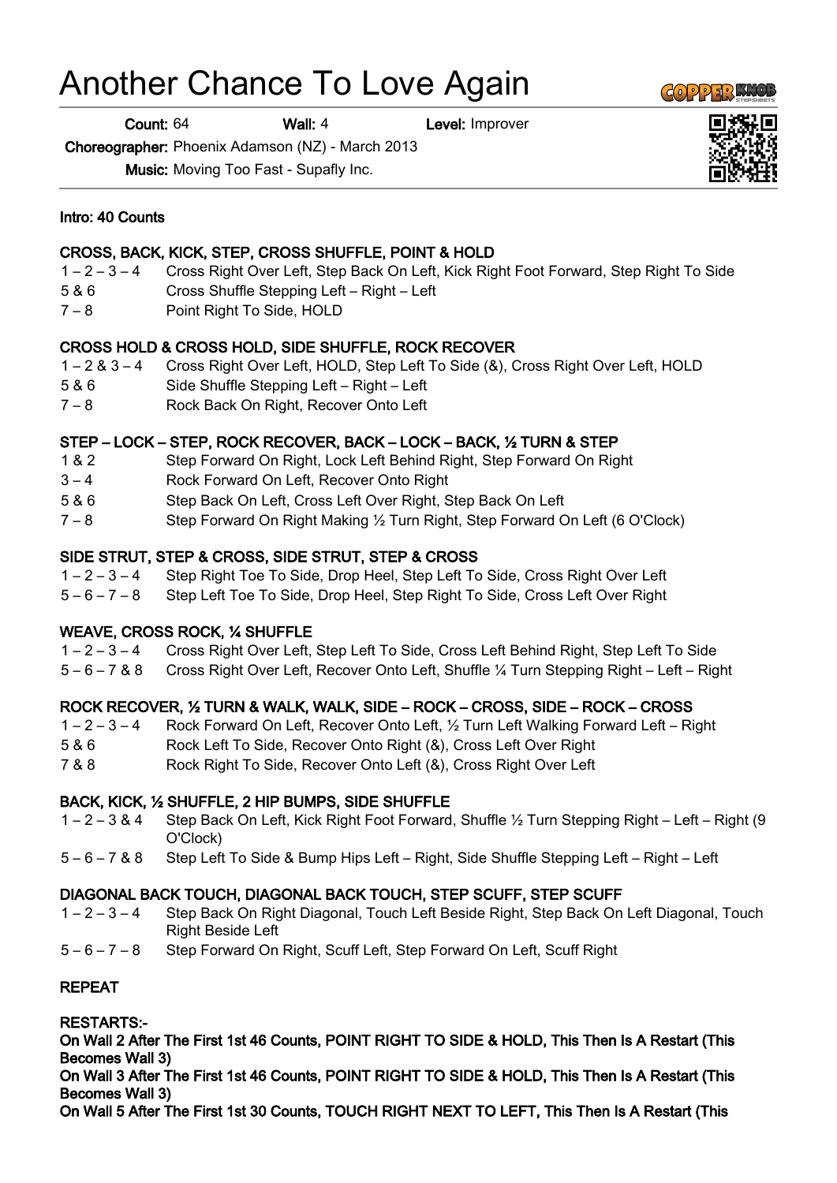# Another Chance To Love Again

**Count:** 64 **Wall:** 4 **Level:** Improver

**Choreographer:** Phoenix Adamson (NZ) - March 2013

**Music:** Moving Too Fast - Supafly Inc.

**Intro: 40 Counts**

**CROSS, BACK, KICK, STEP, CROSS SHUFFLE, POINT & HOLD**

1 – 2 – 3 – 4 Cross Right Over Left, Step Back On Left, Kick Right Foot Forward, Step Right To Side
5 & 6 Cross Shuffle Stepping Left – Right – Left
7 – 8 Point Right To Side, HOLD

**CROSS HOLD & CROSS HOLD, SIDE SHUFFLE, ROCK RECOVER**

1 – 2 & 3 – 4 Cross Right Over Left, HOLD, Step Left To Side (&), Cross Right Over Left, HOLD
5 & 6 Side Shuffle Stepping Left – Right – Left
7 – 8 Rock Back On Right, Recover Onto Left

**STEP – LOCK – STEP, ROCK RECOVER, BACK – LOCK – BACK, ½ TURN & STEP**

1 & 2 Step Forward On Right, Lock Left Behind Right, Step Forward On Right
3 – 4 Rock Forward On Left, Recover Onto Right
5 & 6 Step Back On Left, Cross Left Over Right, Step Back On Left
7 – 8 Step Forward On Right Making ½ Turn Right, Step Forward On Left (6 O'Clock)

**SIDE STRUT, STEP & CROSS, SIDE STRUT, STEP & CROSS**

1 – 2 – 3 – 4 Step Right Toe To Side, Drop Heel, Step Left To Side, Cross Right Over Left
5 – 6 – 7 – 8 Step Left Toe To Side, Drop Heel, Step Right To Side, Cross Left Over Right

**WEAVE, CROSS ROCK, ¼ SHUFFLE**

1 – 2 – 3 – 4 Cross Right Over Left, Step Left To Side, Cross Left Behind Right, Step Left To Side
5 – 6 – 7 & 8 Cross Right Over Left, Recover Onto Left, Shuffle ¼ Turn Stepping Right – Left – Right

**ROCK RECOVER, ½ TURN & WALK, WALK, SIDE – ROCK – CROSS, SIDE – ROCK – CROSS**

1 – 2 – 3 – 4 Rock Forward On Left, Recover Onto Left, ½ Turn Left Walking Forward Left – Right
5 & 6 Rock Left To Side, Recover Onto Right (&), Cross Left Over Right
7 & 8 Rock Right To Side, Recover Onto Left (&), Cross Right Over Left

**BACK, KICK, ½ SHUFFLE, 2 HIP BUMPS, SIDE SHUFFLE**

1 – 2 – 3 & 4 Step Back On Left, Kick Right Foot Forward, Shuffle ½ Turn Stepping Right – Left – Right (9 O'Clock)
5 – 6 – 7 & 8 Step Left To Side & Bump Hips Left – Right, Side Shuffle Stepping Left – Right – Left

**DIAGONAL BACK TOUCH, DIAGONAL BACK TOUCH, STEP SCUFF, STEP SCUFF**

1 – 2 – 3 – 4 Step Back On Right Diagonal, Touch Left Beside Right, Step Back On Left Diagonal, Touch Right Beside Left
5 – 6 – 7 – 8 Step Forward On Right, Scuff Left, Step Forward On Left, Scuff Right

**REPEAT**

**RESTARTS:-**

**On Wall 2 After The First 1st 46 Counts, POINT RIGHT TO SIDE & HOLD, This Then Is A Restart (This Becomes Wall 3)**

**On Wall 3 After The First 1st 46 Counts, POINT RIGHT TO SIDE & HOLD, This Then Is A Restart (This Becomes Wall 3)**

**On Wall 5 After The First 1st 30 Counts, TOUCH RIGHT NEXT TO LEFT, This Then Is A Restart (This**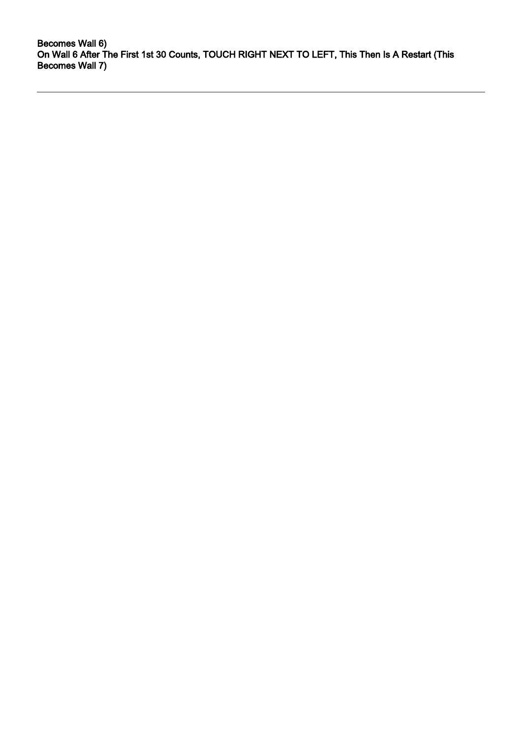Becomes Wall 6)
On Wall 6 After The First 1st 30 Counts, TOUCH RIGHT NEXT TO LEFT, This Then Is A Restart (This Becomes Wall 7)

---